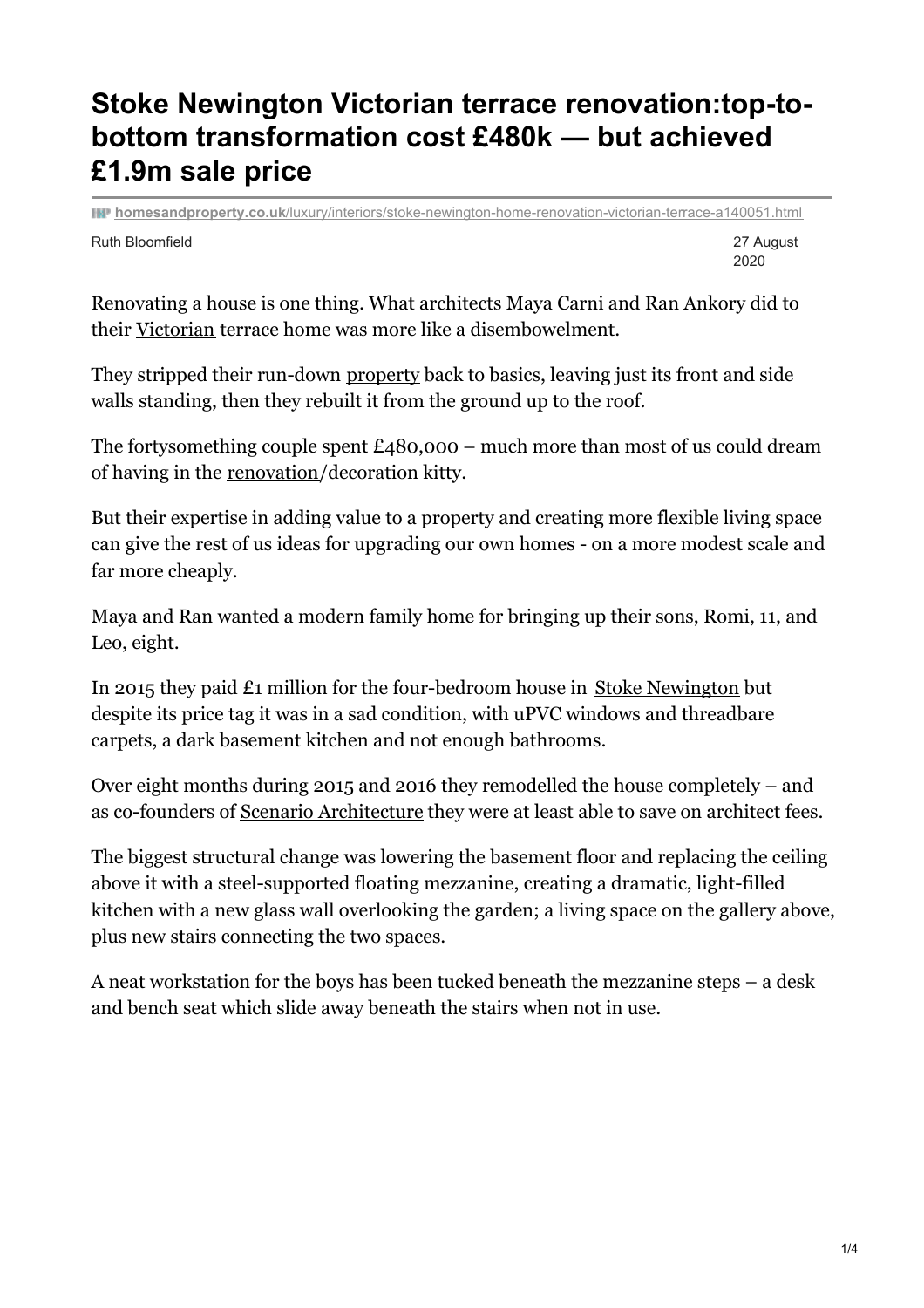# Stoke Newington Victorian terrace renovation:top-to-bottom transformation cost £480k — but achieved £1.9m sale price

homesandproperty.co.uk/luxury/interiors/stoke-newington-home-renovation-victorian-terrace-a140051.html

Ruth Bloomfield

27 August 2020

Renovating a house is one thing. What architects Maya Carni and Ran Ankory did to their Victorian terrace home was more like a disembowelment.

They stripped their run-down property back to basics, leaving just its front and side walls standing, then they rebuilt it from the ground up to the roof.

The fortysomething couple spent £480,000 – much more than most of us could dream of having in the renovation/decoration kitty.

But their expertise in adding value to a property and creating more flexible living space can give the rest of us ideas for upgrading our own homes - on a more modest scale and far more cheaply.

Maya and Ran wanted a modern family home for bringing up their sons, Romi, 11, and Leo, eight.

In 2015 they paid £1 million for the four-bedroom house in Stoke Newington but despite its price tag it was in a sad condition, with uPVC windows and threadbare carpets, a dark basement kitchen and not enough bathrooms.

Over eight months during 2015 and 2016 they remodelled the house completely – and as co-founders of Scenario Architecture they were at least able to save on architect fees.

The biggest structural change was lowering the basement floor and replacing the ceiling above it with a steel-supported floating mezzanine, creating a dramatic, light-filled kitchen with a new glass wall overlooking the garden; a living space on the gallery above, plus new stairs connecting the two spaces.

A neat workstation for the boys has been tucked beneath the mezzanine steps – a desk and bench seat which slide away beneath the stairs when not in use.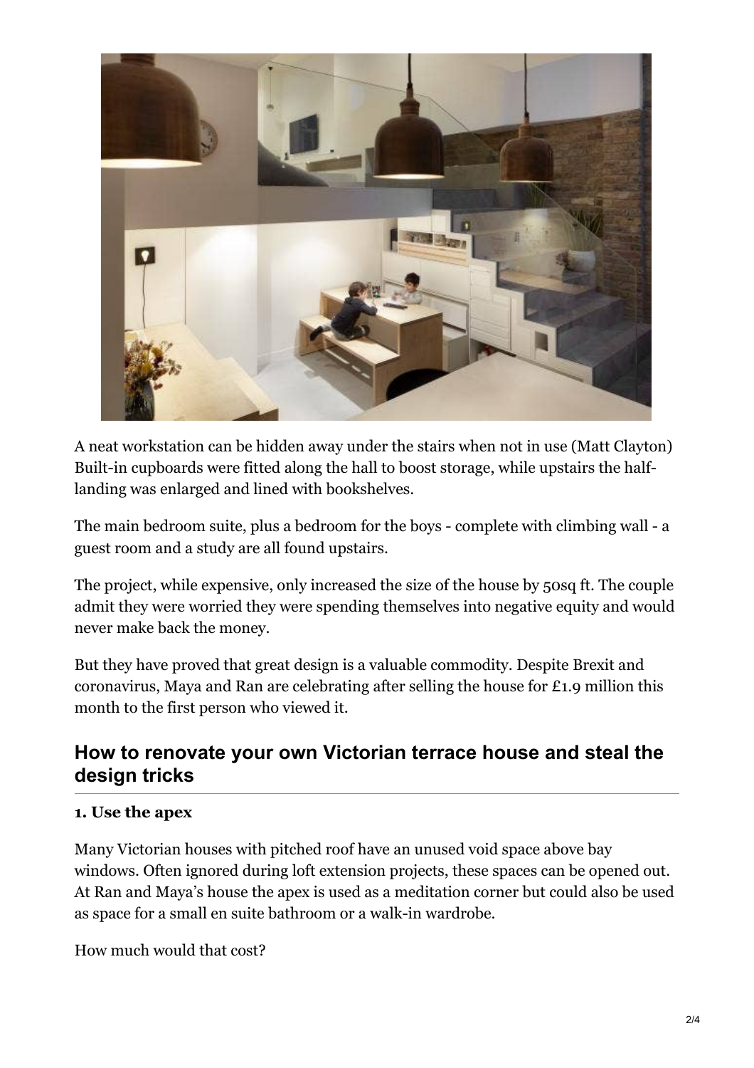A neat workstation can be hidden away under the stairs when not in use (Matt Clayton)
Built-in cupboards were fitted along the hall to boost storage, while upstairs the half-landing was enlarged and lined with bookshelves.

The main bedroom suite, plus a bedroom for the boys - complete with climbing wall - a guest room and a study are all found upstairs.

The project, while expensive, only increased the size of the house by 50sq ft. The couple admit they were worried they were spending themselves into negative equity and would never make back the money.

But they have proved that great design is a valuable commodity. Despite Brexit and coronavirus, Maya and Ran are celebrating after selling the house for £1.9 million this month to the first person who viewed it.

## How to renovate your own Victorian terrace house and steal the design tricks

**1. Use the apex**

Many Victorian houses with pitched roof have an unused void space above bay windows. Often ignored during loft extension projects, these spaces can be opened out. At Ran and Maya's house the apex is used as a meditation corner but could also be used as space for a small en suite bathroom or a walk-in wardrobe.

How much would that cost?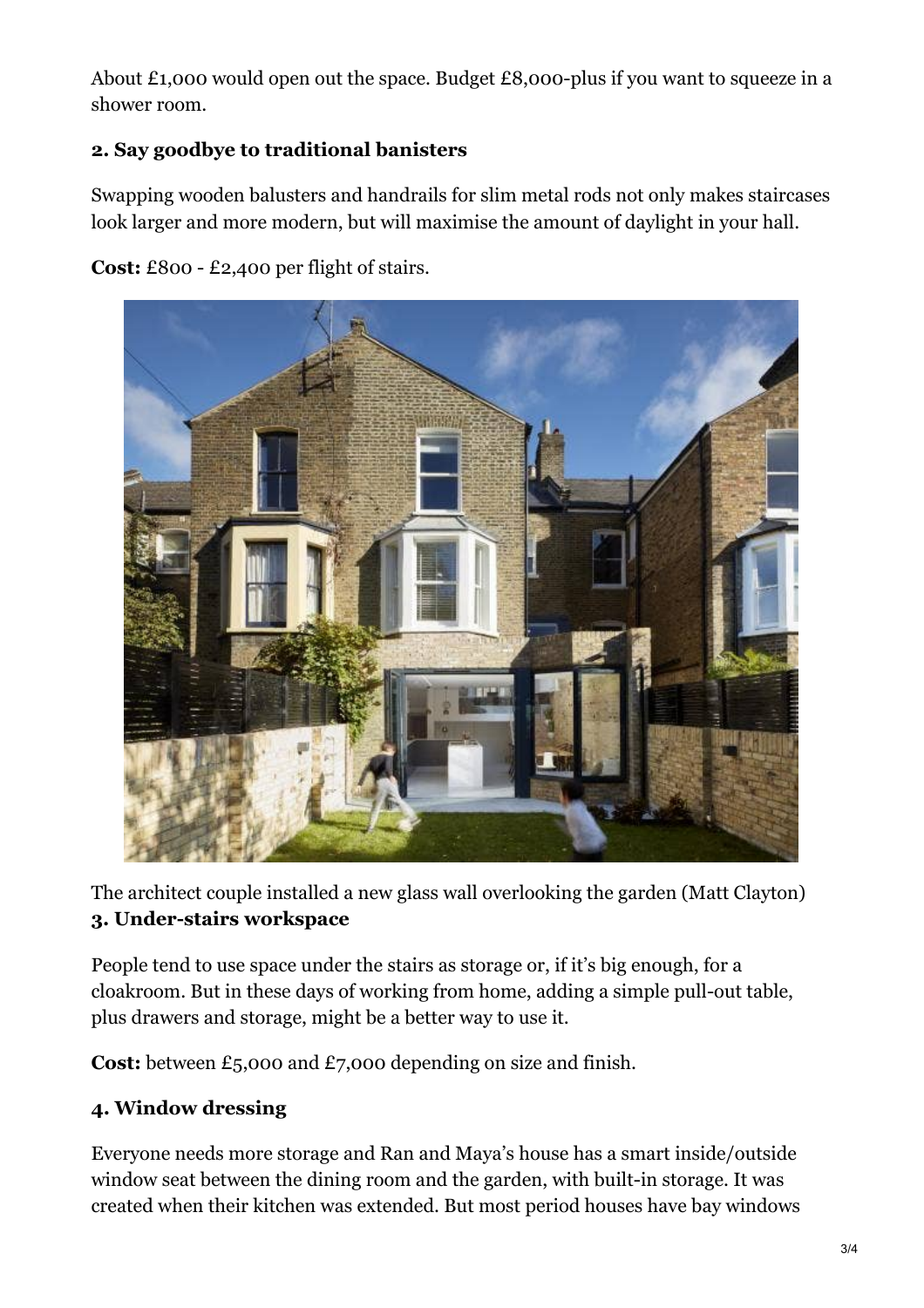About £1,000 would open out the space. Budget £8,000-plus if you want to squeeze in a shower room.

**2. Say goodbye to traditional banisters**

Swapping wooden balusters and handrails for slim metal rods not only makes staircases look larger and more modern, but will maximise the amount of daylight in your hall.

**Cost:** £800 - £2,400 per flight of stairs.

The architect couple installed a new glass wall overlooking the garden (Matt Clayton)

**3. Under-stairs workspace**

People tend to use space under the stairs as storage or, if it's big enough, for a cloakroom. But in these days of working from home, adding a simple pull-out table, plus drawers and storage, might be a better way to use it.

**Cost:** between £5,000 and £7,000 depending on size and finish.

**4. Window dressing**

Everyone needs more storage and Ran and Maya's house has a smart inside/outside window seat between the dining room and the garden, with built-in storage. It was created when their kitchen was extended. But most period houses have bay windows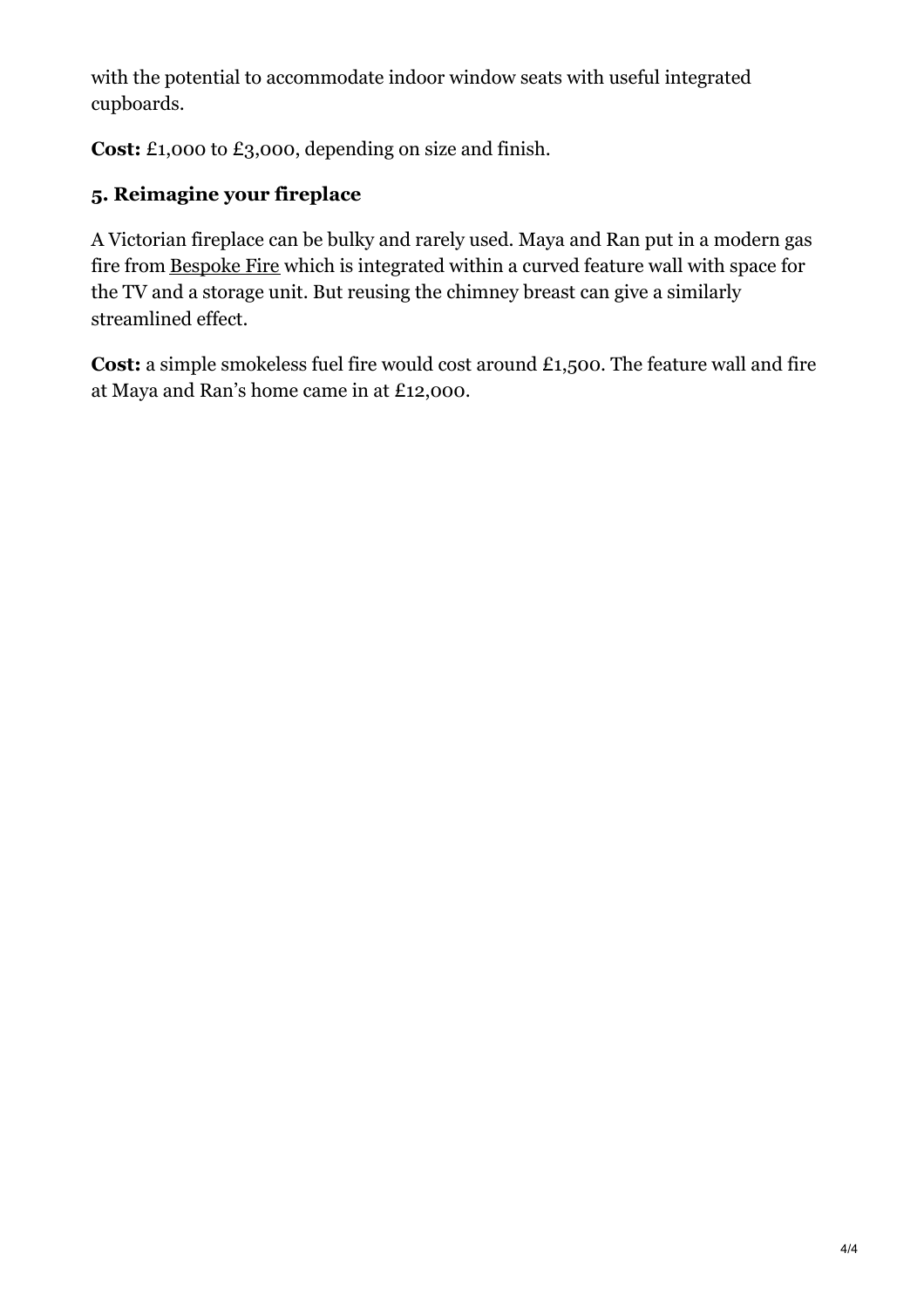with the potential to accommodate indoor window seats with useful integrated cupboards.

**Cost:** £1,000 to £3,000, depending on size and finish.

### 5. Reimagine your fireplace

A Victorian fireplace can be bulky and rarely used. Maya and Ran put in a modern gas fire from Bespoke Fire which is integrated within a curved feature wall with space for the TV and a storage unit. But reusing the chimney breast can give a similarly streamlined effect.

**Cost:** a simple smokeless fuel fire would cost around £1,500. The feature wall and fire at Maya and Ran's home came in at £12,000.